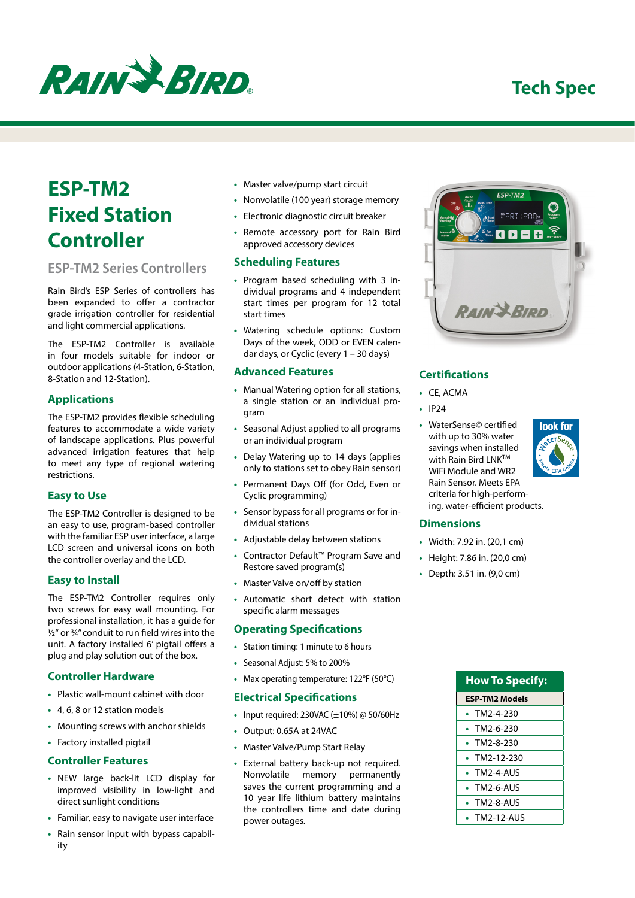Tech Spec

# ESP-TM2 Fixed Station Controller

## ESP-TM2 Series Controllers

Rain Bird's ESP Series of controllers has been expanded to offer a contractor grade irrigation controller for residential and light commercial applications.

The ESP-TM2 Controller is available in four models suitable for indoor or outdoor applications (4-Station, 6-Station, 8-Station and 12-Station).

### Applications

The ESP-TM2 provides flexible scheduling features to accommodate a wide variety of landscape applications. Plus powerful advanced irrigation features that help to meet any type of regional watering restrictions.

### Easy to Use

The ESP-TM2 Controller is designed to be an easy to use, program-based controller with the familiar ESP user interface, a large LCD screen and universal icons on both the controller overlay and the LCD.

### Easy to Install

The ESP-TM2 Controller requires only two screws for easy wall mounting. For professional installation, it has a guide for ½" or ¾" conduit to run field wires into the unit. A factory installed 6' pigtail offers a plug and play solution out of the box.

### Controller Hardware

- Plastic wall-mount cabinet with door
- 4, 6, 8 or 12 station models
- Mounting screws with anchor shields
- Factory installed pigtail

### Controller Features

- NEW large back-lit LCD display for improved visibility in low-light and direct sunlight conditions
- Familiar, easy to navigate user interface
- Rain sensor input with bypass capability
- Master valve/pump start circuit
- Nonvolatile (100 year) storage memory
- Electronic diagnostic circuit breaker
- Remote accessory port for Rain Bird approved accessory devices

### Scheduling Features

- Program based scheduling with 3 individual programs and 4 independent start times per program for 12 total start times
- Watering schedule options: Custom Days of the week, ODD or EVEN calendar days, or Cyclic (every 1 – 30 days)

### Advanced Features

- Manual Watering option for all stations, a single station or an individual program
- Seasonal Adjust applied to all programs or an individual program
- Delay Watering up to 14 days (applies only to stations set to obey Rain sensor)
- Permanent Days Off (for Odd, Even or Cyclic programming)
- Sensor bypass for all programs or for individual stations
- Adjustable delay between stations
- Contractor Default™ Program Save and Restore saved program(s)
- Master Valve on/off by station
- Automatic short detect with station specific alarm messages

### Operating Specifications

- Station timing: 1 minute to 6 hours
- Seasonal Adjust: 5% to 200%
- Max operating temperature: 122°F (50°C)

### Electrical Specifications

- Input required: 230VAC (±10%) @ 50/60Hz
- Output: 0.65A at 24VAC
- Master Valve/Pump Start Relay
- External battery back-up not required. Nonvolatile memory permanently saves the current programming and a 10 year life lithium battery maintains the controllers time and date during power outages.

### Certifications

- CE, ACMA
- IP24
- WaterSense© certified with up to 30% water savings when installed with Rain Bird LNK™ WiFi Module and WR2 Rain Sensor. Meets EPA criteria for high-performing, water-efficient products.

### Dimensions

- Width: 7.92 in. (20,1 cm)
- Height: 7.86 in. (20,0 cm)
- Depth: 3.51 in. (9,0 cm)

### How To Specify:

| ESP-TM2 Models |
|---|
| TM2-4-230 |
| TM2-6-230 |
| TM2-8-230 |
| TM2-12-230 |
| TM2-4-AUS |
| TM2-6-AUS |
| TM2-8-AUS |
| TM2-12-AUS |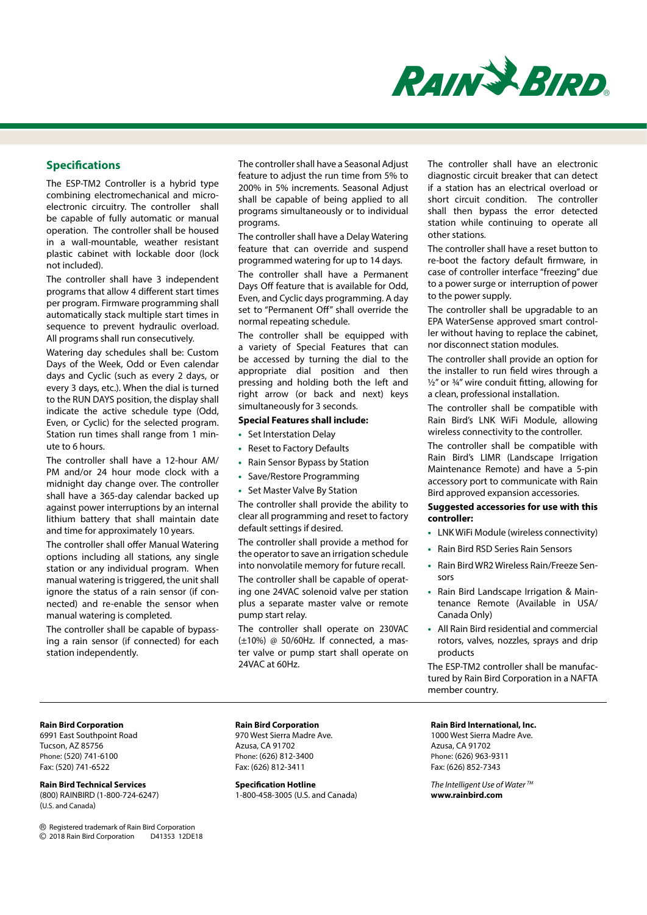## Specifications

The ESP-TM2 Controller is a hybrid type combining electromechanical and microelectronic circuitry. The controller shall be capable of fully automatic or manual operation. The controller shall be housed in a wall-mountable, weather resistant plastic cabinet with lockable door (lock not included).

The controller shall have 3 independent programs that allow 4 different start times per program. Firmware programming shall automatically stack multiple start times in sequence to prevent hydraulic overload. All programs shall run consecutively.

Watering day schedules shall be: Custom Days of the Week, Odd or Even calendar days and Cyclic (such as every 2 days, or every 3 days, etc.). When the dial is turned to the RUN DAYS position, the display shall indicate the active schedule type (Odd, Even, or Cyclic) for the selected program. Station run times shall range from 1 minute to 6 hours.

The controller shall have a 12-hour AM/PM and/or 24 hour mode clock with a midnight day change over. The controller shall have a 365-day calendar backed up against power interruptions by an internal lithium battery that shall maintain date and time for approximately 10 years.

The controller shall offer Manual Watering options including all stations, any single station or any individual program. When manual watering is triggered, the unit shall ignore the status of a rain sensor (if connected) and re-enable the sensor when manual watering is completed.

The controller shall be capable of bypassing a rain sensor (if connected) for each station independently.

The controller shall have a Seasonal Adjust feature to adjust the run time from 5% to 200% in 5% increments. Seasonal Adjust shall be capable of being applied to all programs simultaneously or to individual programs.

The controller shall have a Delay Watering feature that can override and suspend programmed watering for up to 14 days.

The controller shall have a Permanent Days Off feature that is available for Odd, Even, and Cyclic days programming. A day set to "Permanent Off" shall override the normal repeating schedule.

The controller shall be equipped with a variety of Special Features that can be accessed by turning the dial to the appropriate dial position and then pressing and holding both the left and right arrow (or back and next) keys simultaneously for 3 seconds.

**Special Features shall include:**

- Set Interstation Delay
- Reset to Factory Defaults
- Rain Sensor Bypass by Station
- Save/Restore Programming
- Set Master Valve By Station

The controller shall provide the ability to clear all programming and reset to factory default settings if desired.

The controller shall provide a method for the operator to save an irrigation schedule into nonvolatile memory for future recall.

The controller shall be capable of operating one 24VAC solenoid valve per station plus a separate master valve or remote pump start relay.

The controller shall operate on 230VAC (±10%) @ 50/60Hz. If connected, a master valve or pump start shall operate on 24VAC at 60Hz.

The controller shall have an electronic diagnostic circuit breaker that can detect if a station has an electrical overload or short circuit condition. The controller shall then bypass the error detected station while continuing to operate all other stations.

The controller shall have a reset button to re-boot the factory default firmware, in case of controller interface "freezing" due to a power surge or interruption of power to the power supply.

The controller shall be upgradable to an EPA WaterSense approved smart controller without having to replace the cabinet, nor disconnect station modules.

The controller shall provide an option for the installer to run field wires through a ½" or ¾" wire conduit fitting, allowing for a clean, professional installation.

The controller shall be compatible with Rain Bird's LNK WiFi Module, allowing wireless connectivity to the controller.

The controller shall be compatible with Rain Bird's LIMR (Landscape Irrigation Maintenance Remote) and have a 5-pin accessory port to communicate with Rain Bird approved expansion accessories.

**Suggested accessories for use with this controller:**

- LNK WiFi Module (wireless connectivity)
- Rain Bird RSD Series Rain Sensors
- Rain Bird WR2 Wireless Rain/Freeze Sensors
- Rain Bird Landscape Irrigation & Maintenance Remote (Available in USA/ Canada Only)
- All Rain Bird residential and commercial rotors, valves, nozzles, sprays and drip products

The ESP-TM2 controller shall be manufactured by Rain Bird Corporation in a NAFTA member country.

**Rain Bird Corporation**
6991 East Southpoint Road
Tucson, AZ 85756
Phone: (520) 741-6100
Fax: (520) 741-6522

**Rain Bird Technical Services**
(800) RAINBIRD (1-800-724-6247)
(U.S. and Canada)

**Rain Bird Corporation**
970 West Sierra Madre Ave.
Azusa, CA 91702
Phone: (626) 812-3400
Fax: (626) 812-3411

**Specification Hotline**
1-800-458-3005 (U.S. and Canada)

**Rain Bird International, Inc.**
1000 West Sierra Madre Ave.
Azusa, CA 91702
Phone: (626) 963-9311
Fax: (626) 852-7343

*The Intelligent Use of Water™*
**www.rainbird.com**

® Registered trademark of Rain Bird Corporation
© 2018 Rain Bird Corporation D41353 12DE18